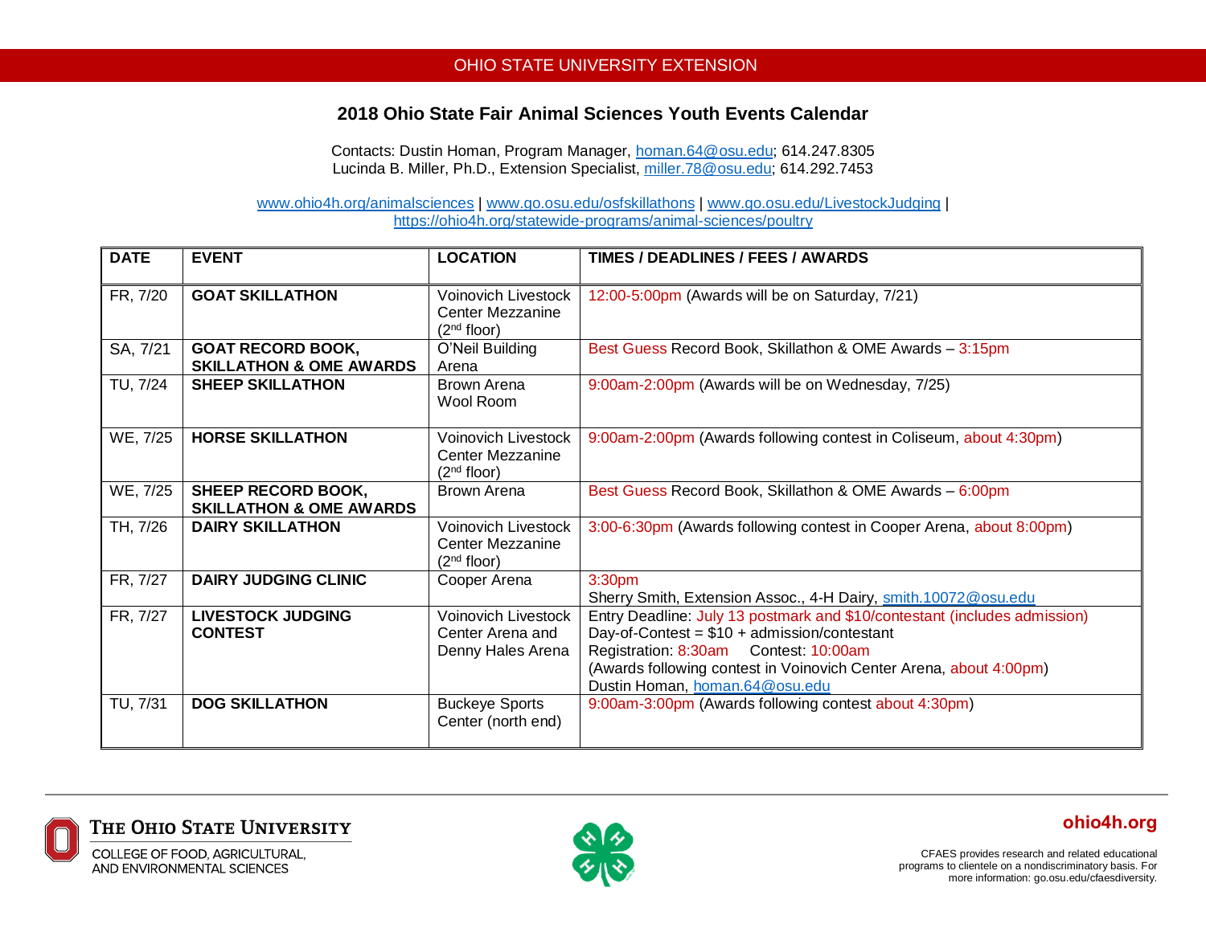OHIO STATE UNIVERSITY EXTENSION

# 2018 Ohio State Fair Animal Sciences Youth Events Calendar

Contacts: Dustin Homan, Program Manager, homan.64@osu.edu; 614.247.8305
Lucinda B. Miller, Ph.D., Extension Specialist, miller.78@osu.edu; 614.292.7453

www.ohio4h.org/animalsciences | www.go.osu.edu/osfskillathons | www.go.osu.edu/LivestockJudging | https://ohio4h.org/statewide-programs/animal-sciences/poultry

| DATE | EVENT | LOCATION | TIMES / DEADLINES / FEES / AWARDS |
|---|---|---|---|
| FR, 7/20 | **GOAT SKILLATHON** | Voinovich Livestock Center Mezzanine (2nd floor) | 12:00-5:00pm (Awards will be on Saturday, 7/21) |
| SA, 7/21 | **GOAT RECORD BOOK, SKILLATHON & OME AWARDS** | O'Neil Building Arena | Best Guess Record Book, Skillathon & OME Awards – 3:15pm |
| TU, 7/24 | **SHEEP SKILLATHON** | Brown Arena Wool Room | 9:00am-2:00pm (Awards will be on Wednesday, 7/25) |
| WE, 7/25 | **HORSE SKILLATHON** | Voinovich Livestock Center Mezzanine (2nd floor) | 9:00am-2:00pm (Awards following contest in Coliseum, about 4:30pm) |
| WE, 7/25 | **SHEEP RECORD BOOK, SKILLATHON & OME AWARDS** | Brown Arena | Best Guess Record Book, Skillathon & OME Awards – 6:00pm |
| TH, 7/26 | **DAIRY SKILLATHON** | Voinovich Livestock Center Mezzanine (2nd floor) | 3:00-6:30pm (Awards following contest in Cooper Arena, about 8:00pm) |
| FR, 7/27 | **DAIRY JUDGING CLINIC** | Cooper Arena | 3:30pm<br>Sherry Smith, Extension Assoc., 4-H Dairy, smith.10072@osu.edu |
| FR, 7/27 | **LIVESTOCK JUDGING CONTEST** | Voinovich Livestock Center Arena and Denny Hales Arena | Entry Deadline: July 13 postmark and $10/contestant (includes admission)<br>Day-of-Contest = $10 + admission/contestant<br>Registration: 8:30am Contest: 10:00am<br>(Awards following contest in Voinovich Center Arena, about 4:00pm)<br>Dustin Homan, homan.64@osu.edu |
| TU, 7/31 | **DOG SKILLATHON** | Buckeye Sports Center (north end) | 9:00am-3:00pm (Awards following contest about 4:30pm) |

THE OHIO STATE UNIVERSITY
COLLEGE OF FOOD, AGRICULTURAL, AND ENVIRONMENTAL SCIENCES

ohio4h.org

CFAES provides research and related educational programs to clientele on a nondiscriminatory basis. For more information: go.osu.edu/cfaesdiversity.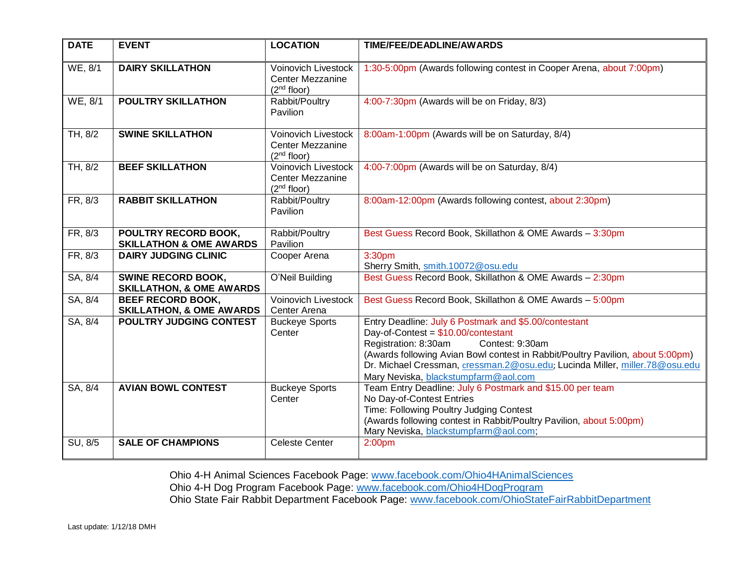| DATE | EVENT | LOCATION | TIME/FEE/DEADLINE/AWARDS |
|---|---|---|---|
| WE, 8/1 | **DAIRY SKILLATHON** | Voinovich Livestock Center Mezzanine (2nd floor) | 1:30-5:00pm (Awards following contest in Cooper Arena, about 7:00pm) |
| WE, 8/1 | **POULTRY SKILLATHON** | Rabbit/Poultry Pavilion | 4:00-7:30pm (Awards will be on Friday, 8/3) |
| TH, 8/2 | **SWINE SKILLATHON** | Voinovich Livestock Center Mezzanine (2nd floor) | 8:00am-1:00pm (Awards will be on Saturday, 8/4) |
| TH, 8/2 | **BEEF SKILLATHON** | Voinovich Livestock Center Mezzanine (2nd floor) | 4:00-7:00pm (Awards will be on Saturday, 8/4) |
| FR, 8/3 | **RABBIT SKILLATHON** | Rabbit/Poultry Pavilion | 8:00am-12:00pm (Awards following contest, about 2:30pm) |
| FR, 8/3 | **POULTRY RECORD BOOK, SKILLATHON & OME AWARDS** | Rabbit/Poultry Pavilion | Best Guess Record Book, Skillathon & OME Awards – 3:30pm |
| FR, 8/3 | **DAIRY JUDGING CLINIC** | Cooper Arena | 3:30pm<br>Sherry Smith, smith.10072@osu.edu |
| SA, 8/4 | **SWINE RECORD BOOK, SKILLATHON, & OME AWARDS** | O'Neil Building | Best Guess Record Book, Skillathon & OME Awards – 2:30pm |
| SA, 8/4 | **BEEF RECORD BOOK, SKILLATHON, & OME AWARDS** | Voinovich Livestock Center Arena | Best Guess Record Book, Skillathon & OME Awards – 5:00pm |
| SA, 8/4 | **POULTRY JUDGING CONTEST** | Buckeye Sports Center | Entry Deadline: July 6 Postmark and $5.00/contestant<br>Day-of-Contest = $10.00/contestant<br>Registration: 8:30am Contest: 9:30am<br>(Awards following Avian Bowl contest in Rabbit/Poultry Pavilion, about 5:00pm)<br>Dr. Michael Cressman, cressman.2@osu.edu; Lucinda Miller, miller.78@osu.edu<br>Mary Neviska, blackstumpfarm@aol.com |
| SA, 8/4 | **AVIAN BOWL CONTEST** | Buckeye Sports Center | Team Entry Deadline: July 6 Postmark and $15.00 per team<br>No Day-of-Contest Entries<br>Time: Following Poultry Judging Contest<br>(Awards following contest in Rabbit/Poultry Pavilion, about 5:00pm)<br>Mary Neviska, blackstumpfarm@aol.com; |
| SU, 8/5 | **SALE OF CHAMPIONS** | Celeste Center | 2:00pm |

Ohio 4-H Animal Sciences Facebook Page: www.facebook.com/Ohio4HAnimalSciences
Ohio 4-H Dog Program Facebook Page: www.facebook.com/Ohio4HDogProgram
Ohio State Fair Rabbit Department Facebook Page: www.facebook.com/OhioStateFairRabbitDepartment

Last update: 1/12/18 DMH